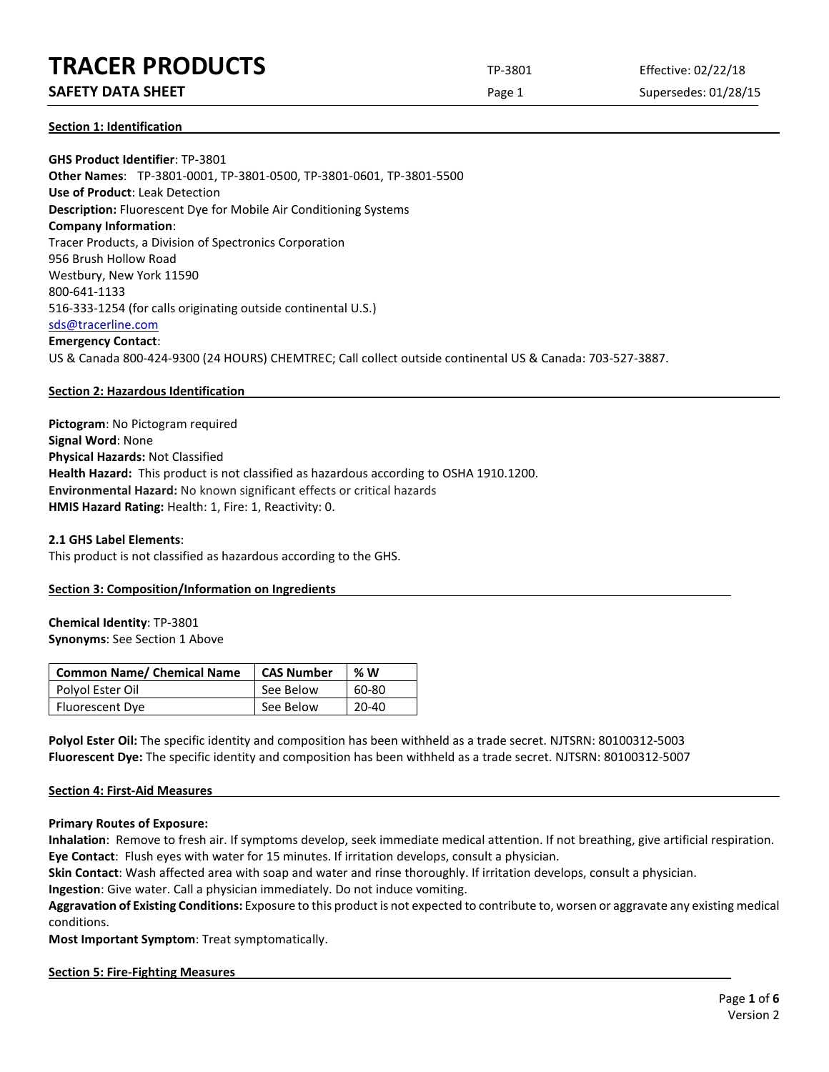# TRACER PRODUCTS

## SAFETY DATA SHEET

TP-3801 | Effective: 02/22/18 | Supersedes: 01/28/15

### Section 1: Identification

**GHS Product Identifier**: TP-3801
**Other Names**: TP-3801-0001, TP-3801-0500, TP-3801-0601, TP-3801-5500
**Use of Product**: Leak Detection
**Description:** Fluorescent Dye for Mobile Air Conditioning Systems
**Company Information**:
Tracer Products, a Division of Spectronics Corporation
956 Brush Hollow Road
Westbury, New York 11590
800-641-1133
516-333-1254 (for calls originating outside continental U.S.)
sds@tracerline.com
**Emergency Contact**:
US & Canada 800-424-9300 (24 HOURS) CHEMTREC; Call collect outside continental US & Canada: 703-527-3887.

### Section 2: Hazardous Identification

**Pictogram**: No Pictogram required
**Signal Word**: None
**Physical Hazards:** Not Classified
**Health Hazard:** This product is not classified as hazardous according to OSHA 1910.1200.
**Environmental Hazard:** No known significant effects or critical hazards
**HMIS Hazard Rating:** Health: 1, Fire: 1, Reactivity: 0.

**2.1 GHS Label Elements**:
This product is not classified as hazardous according to the GHS.

### Section 3: Composition/Information on Ingredients

**Chemical Identity**: TP-3801
**Synonyms**: See Section 1 Above

| Common Name/ Chemical Name | CAS Number | % W |
|---|---|---|
| Polyol Ester Oil | See Below | 60-80 |
| Fluorescent Dye | See Below | 20-40 |

**Polyol Ester Oil:** The specific identity and composition has been withheld as a trade secret. NJTSRN: 80100312-5003
**Fluorescent Dye:** The specific identity and composition has been withheld as a trade secret. NJTSRN: 80100312-5007

### Section 4: First-Aid Measures

**Primary Routes of Exposure:**
**Inhalation**: Remove to fresh air. If symptoms develop, seek immediate medical attention. If not breathing, give artificial respiration.
**Eye Contact**: Flush eyes with water for 15 minutes. If irritation develops, consult a physician.
**Skin Contact**: Wash affected area with soap and water and rinse thoroughly. If irritation develops, consult a physician.
**Ingestion**: Give water. Call a physician immediately. Do not induce vomiting.
**Aggravation of Existing Conditions:** Exposure to this product is not expected to contribute to, worsen or aggravate any existing medical conditions.
**Most Important Symptom**: Treat symptomatically.

### Section 5: Fire-Fighting Measures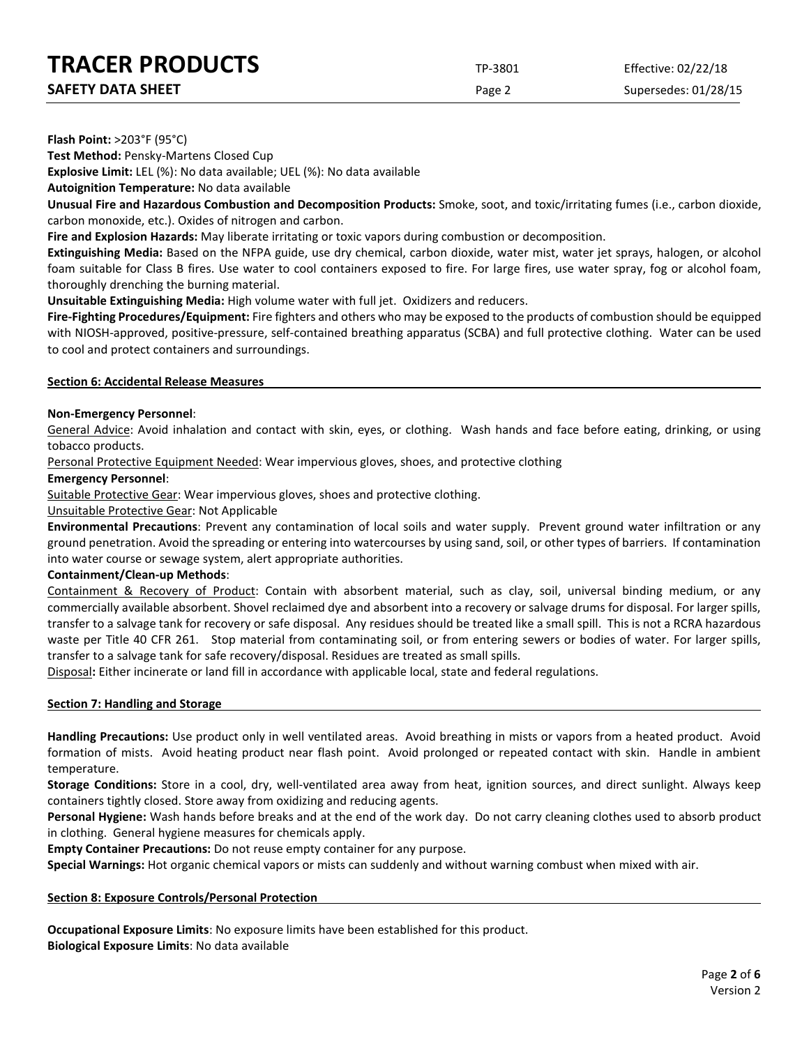**Flash Point:** >203°F (95°C)

**Test Method:** Pensky-Martens Closed Cup

**Explosive Limit:** LEL (%): No data available; UEL (%): No data available

**Autoignition Temperature:** No data available

**Unusual Fire and Hazardous Combustion and Decomposition Products:** Smoke, soot, and toxic/irritating fumes (i.e., carbon dioxide, carbon monoxide, etc.). Oxides of nitrogen and carbon.

**Fire and Explosion Hazards:** May liberate irritating or toxic vapors during combustion or decomposition.

**Extinguishing Media:** Based on the NFPA guide, use dry chemical, carbon dioxide, water mist, water jet sprays, halogen, or alcohol foam suitable for Class B fires. Use water to cool containers exposed to fire. For large fires, use water spray, fog or alcohol foam, thoroughly drenching the burning material.

**Unsuitable Extinguishing Media:** High volume water with full jet. Oxidizers and reducers.

**Fire-Fighting Procedures/Equipment:** Fire fighters and others who may be exposed to the products of combustion should be equipped with NIOSH-approved, positive-pressure, self-contained breathing apparatus (SCBA) and full protective clothing. Water can be used to cool and protect containers and surroundings.

## Section 6: Accidental Release Measures

**Non-Emergency Personnel**:

General Advice: Avoid inhalation and contact with skin, eyes, or clothing. Wash hands and face before eating, drinking, or using tobacco products.

Personal Protective Equipment Needed: Wear impervious gloves, shoes, and protective clothing

**Emergency Personnel**:

Suitable Protective Gear: Wear impervious gloves, shoes and protective clothing.

Unsuitable Protective Gear: Not Applicable

**Environmental Precautions**: Prevent any contamination of local soils and water supply. Prevent ground water infiltration or any ground penetration. Avoid the spreading or entering into watercourses by using sand, soil, or other types of barriers. If contamination into water course or sewage system, alert appropriate authorities.

**Containment/Clean-up Methods**:

Containment & Recovery of Product: Contain with absorbent material, such as clay, soil, universal binding medium, or any commercially available absorbent. Shovel reclaimed dye and absorbent into a recovery or salvage drums for disposal. For larger spills, transfer to a salvage tank for recovery or safe disposal. Any residues should be treated like a small spill. This is not a RCRA hazardous waste per Title 40 CFR 261. Stop material from contaminating soil, or from entering sewers or bodies of water. For larger spills, transfer to a salvage tank for safe recovery/disposal. Residues are treated as small spills.

Disposal**:** Either incinerate or land fill in accordance with applicable local, state and federal regulations.

## Section 7: Handling and Storage

**Handling Precautions:** Use product only in well ventilated areas. Avoid breathing in mists or vapors from a heated product. Avoid formation of mists. Avoid heating product near flash point. Avoid prolonged or repeated contact with skin. Handle in ambient temperature.

**Storage Conditions:** Store in a cool, dry, well-ventilated area away from heat, ignition sources, and direct sunlight. Always keep containers tightly closed. Store away from oxidizing and reducing agents.

**Personal Hygiene:** Wash hands before breaks and at the end of the work day. Do not carry cleaning clothes used to absorb product in clothing. General hygiene measures for chemicals apply.

**Empty Container Precautions:** Do not reuse empty container for any purpose.

**Special Warnings:** Hot organic chemical vapors or mists can suddenly and without warning combust when mixed with air.

## Section 8: Exposure Controls/Personal Protection

**Occupational Exposure Limits**: No exposure limits have been established for this product.

**Biological Exposure Limits**: No data available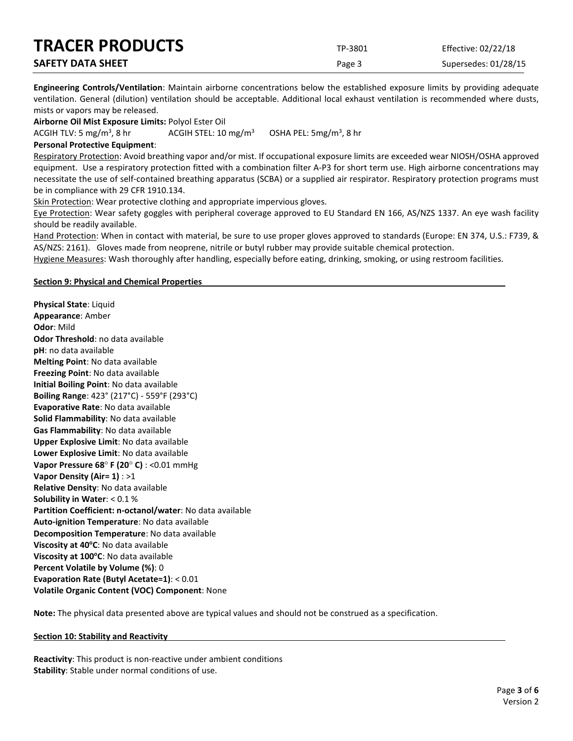**Engineering Controls/Ventilation**: Maintain airborne concentrations below the established exposure limits by providing adequate ventilation. General (dilution) ventilation should be acceptable. Additional local exhaust ventilation is recommended where dusts, mists or vapors may be released.

**Airborne Oil Mist Exposure Limits:** Polyol Ester Oil

ACGIH TLV: 5 mg/m$^3$, 8 hr ACGIH STEL: 10 mg/m$^3$ OSHA PEL: 5mg/m$^3$, 8 hr

**Personal Protective Equipment**:

Respiratory Protection: Avoid breathing vapor and/or mist. If occupational exposure limits are exceeded wear NIOSH/OSHA approved equipment. Use a respiratory protection fitted with a combination filter A-P3 for short term use. High airborne concentrations may necessitate the use of self-contained breathing apparatus (SCBA) or a supplied air respirator. Respiratory protection programs must be in compliance with 29 CFR 1910.134.

Skin Protection: Wear protective clothing and appropriate impervious gloves.

Eye Protection: Wear safety goggles with peripheral coverage approved to EU Standard EN 166, AS/NZS 1337. An eye wash facility should be readily available.

Hand Protection: When in contact with material, be sure to use proper gloves approved to standards (Europe: EN 374, U.S.: F739, & AS/NZS: 2161). Gloves made from neoprene, nitrile or butyl rubber may provide suitable chemical protection.

Hygiene Measures: Wash thoroughly after handling, especially before eating, drinking, smoking, or using restroom facilities.

## Section 9: Physical and Chemical Properties

**Physical State**: Liquid
**Appearance**: Amber
**Odor**: Mild
**Odor Threshold**: no data available
**pH**: no data available
**Melting Point**: No data available
**Freezing Point**: No data available
**Initial Boiling Point**: No data available
**Boiling Range**: 423° (217°C) - 559°F (293°C)
**Evaporative Rate**: No data available
**Solid Flammability**: No data available
**Gas Flammability**: No data available
**Upper Explosive Limit**: No data available
**Lower Explosive Limit**: No data available
**Vapor Pressure 68° F (20° C)** : <0.01 mmHg
**Vapor Density (Air= 1)** : >1
**Relative Density**: No data available
**Solubility in Water**: < 0.1 %
**Partition Coefficient: n-octanol/water**: No data available
**Auto-ignition Temperature**: No data available
**Decomposition Temperature**: No data available
**Viscosity at 40°C**: No data available
**Viscosity at 100°C**: No data available
**Percent Volatile by Volume (%)**: 0
**Evaporation Rate (Butyl Acetate=1)**: < 0.01
**Volatile Organic Content (VOC) Component**: None

**Note:** The physical data presented above are typical values and should not be construed as a specification.

## Section 10: Stability and Reactivity

**Reactivity**: This product is non-reactive under ambient conditions
**Stability**: Stable under normal conditions of use.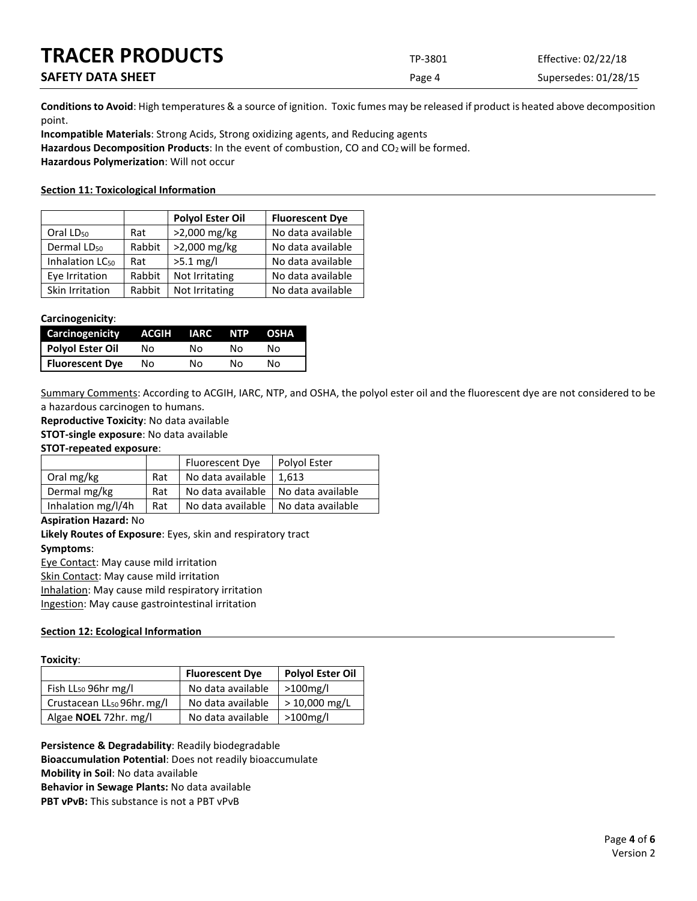**Conditions to Avoid**: High temperatures & a source of ignition. Toxic fumes may be released if product is heated above decomposition point.

**Incompatible Materials**: Strong Acids, Strong oxidizing agents, and Reducing agents

**Hazardous Decomposition Products**: In the event of combustion, CO and $CO_2$ will be formed.

**Hazardous Polymerization**: Will not occur

## Section 11: Toxicological Information

| | | **Polyol Ester Oil** | **Fluorescent Dye** |
|---|---|---|---|
| Oral $LD_{50}$ | Rat | >2,000 mg/kg | No data available |
| Dermal $LD_{50}$ | Rabbit | >2,000 mg/kg | No data available |
| Inhalation $LC_{50}$ | Rat | >5.1 mg/l | No data available |
| Eye Irritation | Rabbit | Not Irritating | No data available |
| Skin Irritation | Rabbit | Not Irritating | No data available |

**Carcinogenicity**:

| Carcinogenicity | ACGIH | IARC | NTP | OSHA |
|---|---|---|---|---|
| **Polyol Ester Oil** | No | No | No | No |
| **Fluorescent Dye** | No | No | No | No |

Summary Comments: According to ACGIH, IARC, NTP, and OSHA, the polyol ester oil and the fluorescent dye are not considered to be a hazardous carcinogen to humans.

**Reproductive Toxicity**: No data available

**STOT-single exposure**: No data available

**STOT-repeated exposure**:

| | | Fluorescent Dye | Polyol Ester |
|---|---|---|---|
| Oral mg/kg | Rat | No data available | 1,613 |
| Dermal mg/kg | Rat | No data available | No data available |
| Inhalation mg/l/4h | Rat | No data available | No data available |

**Aspiration Hazard:** No

**Likely Routes of Exposure**: Eyes, skin and respiratory tract

**Symptoms**:

Eye Contact: May cause mild irritation

Skin Contact: May cause mild irritation

Inhalation: May cause mild respiratory irritation

Ingestion: May cause gastrointestinal irritation

## Section 12: Ecological Information

**Toxicity**:

| | **Fluorescent Dye** | **Polyol Ester Oil** |
|---|---|---|
| Fish $LL_{50}$ 96hr mg/l | No data available | >100mg/l |
| Crustacean $LL_{50}$ 96hr. mg/l | No data available | > 10,000 mg/L |
| Algae **NOEL** 72hr. mg/l | No data available | >100mg/l |

**Persistence & Degradability**: Readily biodegradable

**Bioaccumulation Potential**: Does not readily bioaccumulate

**Mobility in Soil**: No data available

**Behavior in Sewage Plants:** No data available

**PBT vPvB:** This substance is not a PBT vPvB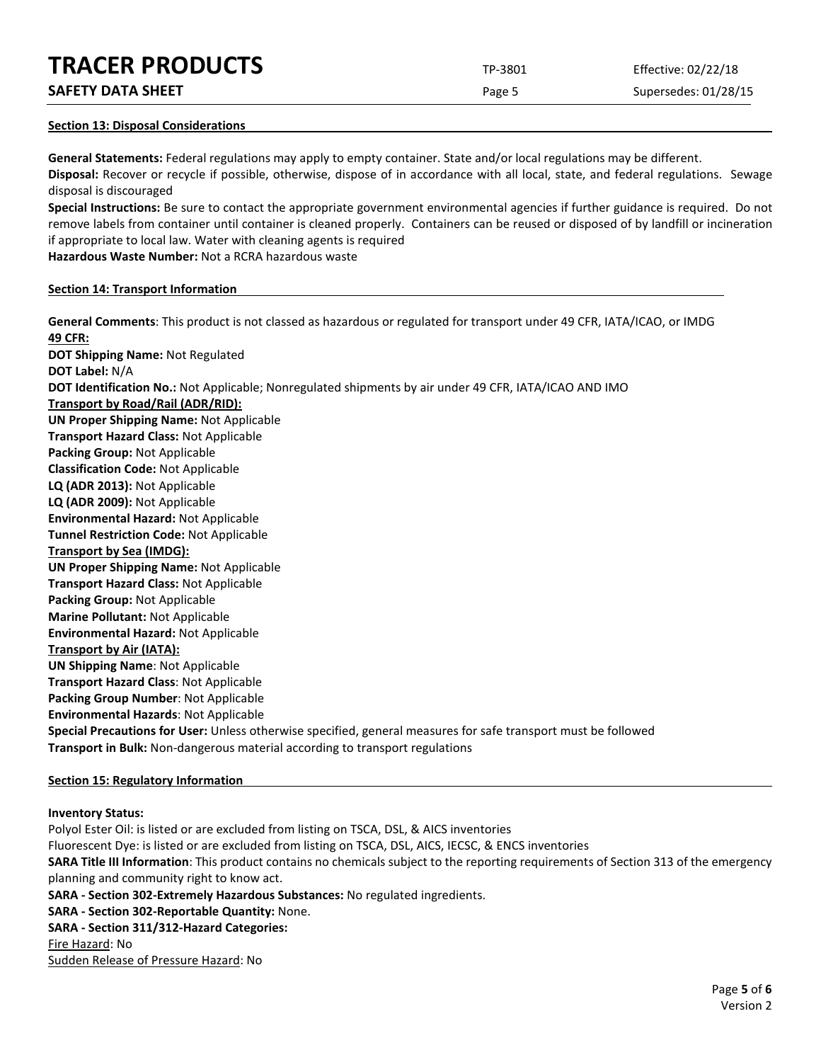## Section 13: Disposal Considerations

**General Statements:** Federal regulations may apply to empty container. State and/or local regulations may be different.

**Disposal:** Recover or recycle if possible, otherwise, dispose of in accordance with all local, state, and federal regulations. Sewage disposal is discouraged

**Special Instructions:** Be sure to contact the appropriate government environmental agencies if further guidance is required. Do not remove labels from container until container is cleaned properly. Containers can be reused or disposed of by landfill or incineration if appropriate to local law. Water with cleaning agents is required

**Hazardous Waste Number:** Not a RCRA hazardous waste

## Section 14: Transport Information

**General Comments**: This product is not classed as hazardous or regulated for transport under 49 CFR, IATA/ICAO, or IMDG

**49 CFR:**

**DOT Shipping Name:** Not Regulated

**DOT Label:** N/A

**DOT Identification No.:** Not Applicable; Nonregulated shipments by air under 49 CFR, IATA/ICAO AND IMO

**Transport by Road/Rail (ADR/RID):**

**UN Proper Shipping Name:** Not Applicable

**Transport Hazard Class:** Not Applicable

**Packing Group:** Not Applicable

**Classification Code:** Not Applicable

**LQ (ADR 2013):** Not Applicable

**LQ (ADR 2009):** Not Applicable

**Environmental Hazard:** Not Applicable

**Tunnel Restriction Code:** Not Applicable

**Transport by Sea (IMDG):**

**UN Proper Shipping Name:** Not Applicable

**Transport Hazard Class:** Not Applicable

**Packing Group:** Not Applicable

**Marine Pollutant:** Not Applicable

**Environmental Hazard:** Not Applicable

**Transport by Air (IATA):**

**UN Shipping Name**: Not Applicable

**Transport Hazard Class**: Not Applicable

**Packing Group Number**: Not Applicable

**Environmental Hazards**: Not Applicable

**Special Precautions for User:** Unless otherwise specified, general measures for safe transport must be followed

**Transport in Bulk:** Non-dangerous material according to transport regulations

## Section 15: Regulatory Information

**Inventory Status:**

Polyol Ester Oil: is listed or are excluded from listing on TSCA, DSL, & AICS inventories

Fluorescent Dye: is listed or are excluded from listing on TSCA, DSL, AICS, IECSC, & ENCS inventories

**SARA Title III Information**: This product contains no chemicals subject to the reporting requirements of Section 313 of the emergency planning and community right to know act.

**SARA - Section 302-Extremely Hazardous Substances:** No regulated ingredients.

**SARA - Section 302-Reportable Quantity:** None.

**SARA - Section 311/312-Hazard Categories:**

Fire Hazard: No

Sudden Release of Pressure Hazard: No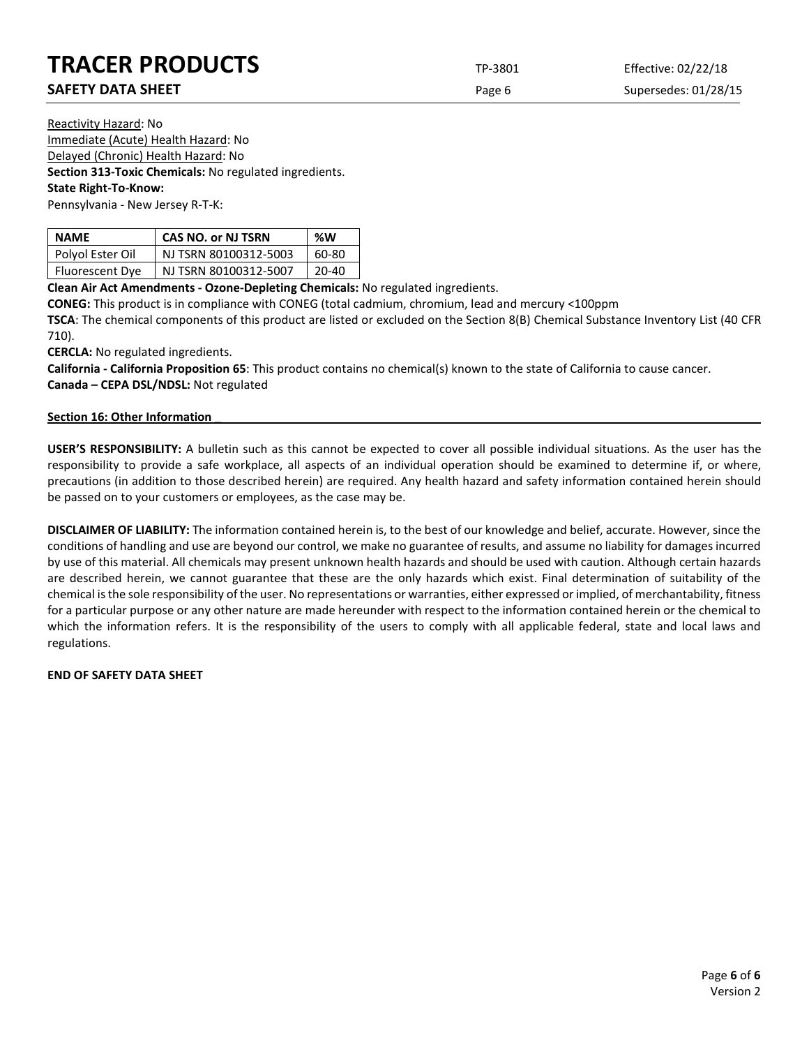Reactivity Hazard: No
Immediate (Acute) Health Hazard: No
Delayed (Chronic) Health Hazard: No
**Section 313-Toxic Chemicals:** No regulated ingredients.
**State Right-To-Know:**
Pennsylvania - New Jersey R-T-K:

| NAME | CAS NO. or NJ TSRN | %W |
|---|---|---|
| Polyol Ester Oil | NJ TSRN 80100312-5003 | 60-80 |
| Fluorescent Dye | NJ TSRN 80100312-5007 | 20-40 |

**Clean Air Act Amendments - Ozone-Depleting Chemicals:** No regulated ingredients.
**CONEG:** This product is in compliance with CONEG (total cadmium, chromium, lead and mercury <100ppm
**TSCA**: The chemical components of this product are listed or excluded on the Section 8(B) Chemical Substance Inventory List (40 CFR 710).
**CERCLA:** No regulated ingredients.
**California - California Proposition 65**: This product contains no chemical(s) known to the state of California to cause cancer.
**Canada – CEPA DSL/NDSL:** Not regulated

## Section 16: Other Information

**USER'S RESPONSIBILITY:** A bulletin such as this cannot be expected to cover all possible individual situations. As the user has the responsibility to provide a safe workplace, all aspects of an individual operation should be examined to determine if, or where, precautions (in addition to those described herein) are required. Any health hazard and safety information contained herein should be passed on to your customers or employees, as the case may be.

**DISCLAIMER OF LIABILITY:** The information contained herein is, to the best of our knowledge and belief, accurate. However, since the conditions of handling and use are beyond our control, we make no guarantee of results, and assume no liability for damages incurred by use of this material. All chemicals may present unknown health hazards and should be used with caution. Although certain hazards are described herein, we cannot guarantee that these are the only hazards which exist. Final determination of suitability of the chemical is the sole responsibility of the user. No representations or warranties, either expressed or implied, of merchantability, fitness for a particular purpose or any other nature are made hereunder with respect to the information contained herein or the chemical to which the information refers. It is the responsibility of the users to comply with all applicable federal, state and local laws and regulations.

**END OF SAFETY DATA SHEET**